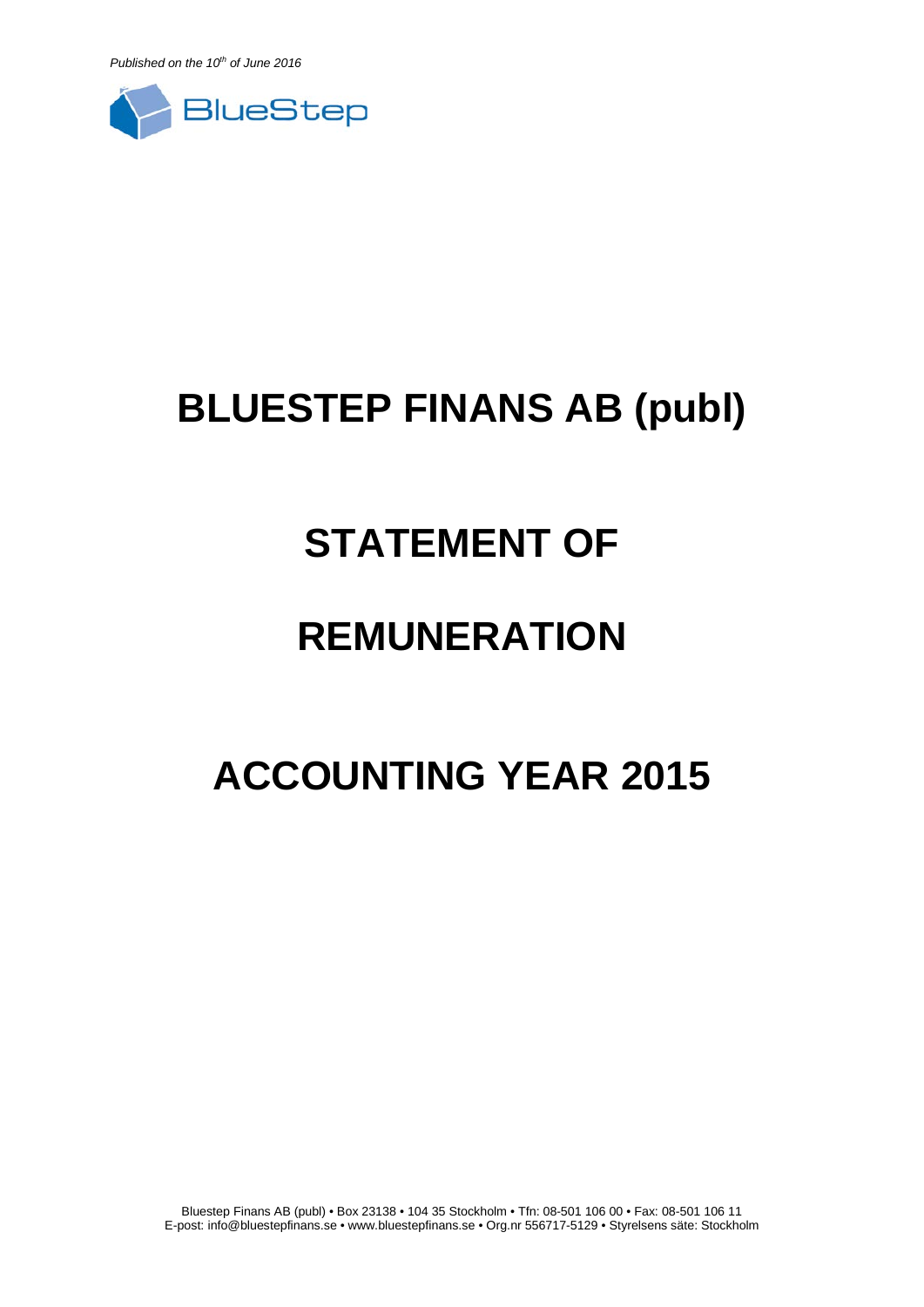*Published on the 10th of June 2016*

BlueStep

# BLUESTEP FINANS AB (publ)

# STATEMENT OF

# REMUNERATION

# ACCOUNTING YEAR 2015

Bluestep Finans AB (publ) • Box 23138 • 104 35 Stockholm • Tfn: 08-501 106 00 • Fax: 08-501 106 11
E-post: info@bluestepfinans.se • www.bluestepfinans.se • Org.nr 556717-5129 • Styrelsens säte: Stockholm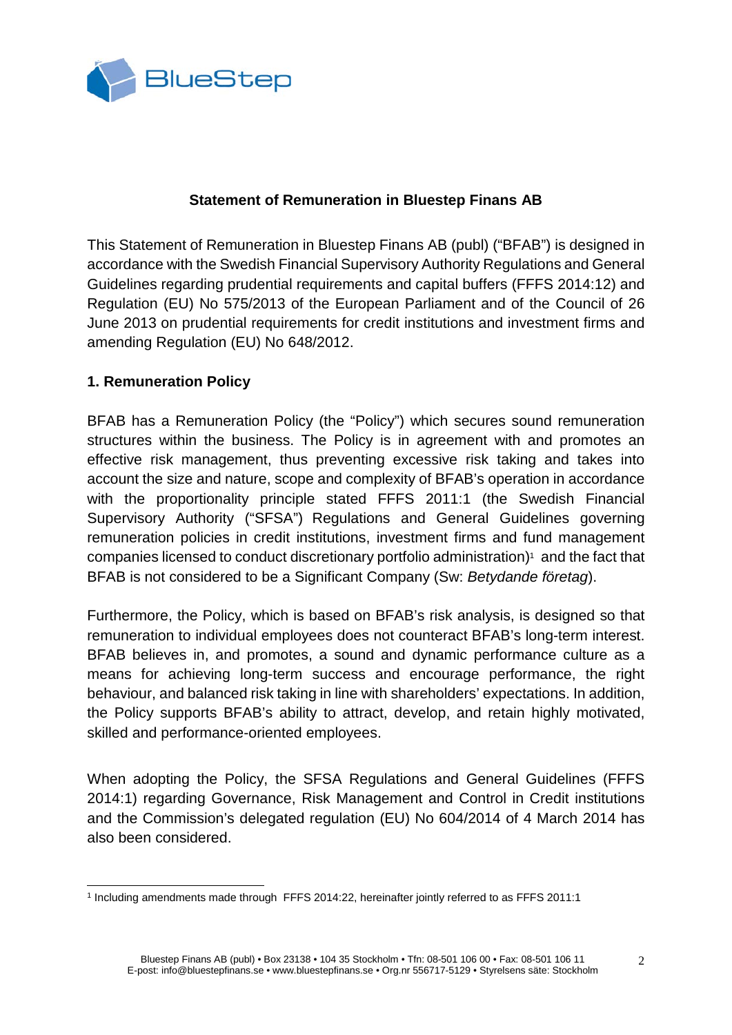**Statement of Remuneration in Bluestep Finans AB**

This Statement of Remuneration in Bluestep Finans AB (publ) ("BFAB") is designed in accordance with the Swedish Financial Supervisory Authority Regulations and General Guidelines regarding prudential requirements and capital buffers (FFFS 2014:12) and Regulation (EU) No 575/2013 of the European Parliament and of the Council of 26 June 2013 on prudential requirements for credit institutions and investment firms and amending Regulation (EU) No 648/2012.

## 1. Remuneration Policy

BFAB has a Remuneration Policy (the "Policy") which secures sound remuneration structures within the business. The Policy is in agreement with and promotes an effective risk management, thus preventing excessive risk taking and takes into account the size and nature, scope and complexity of BFAB's operation in accordance with the proportionality principle stated FFFS 2011:1 (the Swedish Financial Supervisory Authority ("SFSA") Regulations and General Guidelines governing remuneration policies in credit institutions, investment firms and fund management companies licensed to conduct discretionary portfolio administration)[1] and the fact that BFAB is not considered to be a Significant Company (Sw: *Betydande företag*).

Furthermore, the Policy, which is based on BFAB's risk analysis, is designed so that remuneration to individual employees does not counteract BFAB's long-term interest. BFAB believes in, and promotes, a sound and dynamic performance culture as a means for achieving long-term success and encourage performance, the right behaviour, and balanced risk taking in line with shareholders' expectations. In addition, the Policy supports BFAB's ability to attract, develop, and retain highly motivated, skilled and performance-oriented employees.

When adopting the Policy, the SFSA Regulations and General Guidelines (FFFS 2014:1) regarding Governance, Risk Management and Control in Credit institutions and the Commission's delegated regulation (EU) No 604/2014 of 4 March 2014 has also been considered.

[1] Including amendments made through FFFS 2014:22, hereinafter jointly referred to as FFFS 2011:1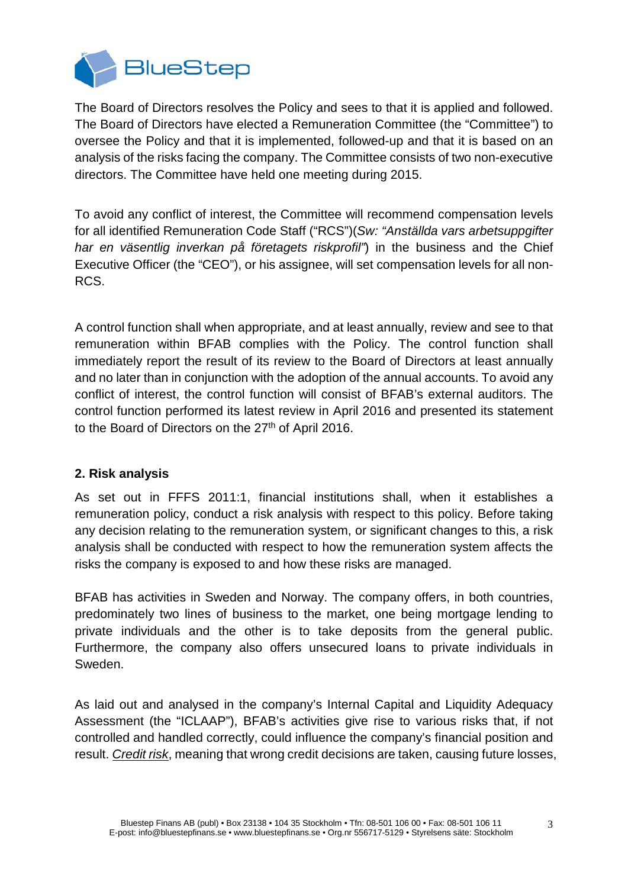The Board of Directors resolves the Policy and sees to that it is applied and followed. The Board of Directors have elected a Remuneration Committee (the "Committee") to oversee the Policy and that it is implemented, followed-up and that it is based on an analysis of the risks facing the company. The Committee consists of two non-executive directors. The Committee have held one meeting during 2015.

To avoid any conflict of interest, the Committee will recommend compensation levels for all identified Remuneration Code Staff ("RCS")(*Sw: "Anställda vars arbetsuppgifter har en väsentlig inverkan på företagets riskprofil"*) in the business and the Chief Executive Officer (the "CEO"), or his assignee, will set compensation levels for all non-RCS.

A control function shall when appropriate, and at least annually, review and see to that remuneration within BFAB complies with the Policy. The control function shall immediately report the result of its review to the Board of Directors at least annually and no later than in conjunction with the adoption of the annual accounts. To avoid any conflict of interest, the control function will consist of BFAB's external auditors. The control function performed its latest review in April 2016 and presented its statement to the Board of Directors on the 27th of April 2016.

## 2. Risk analysis

As set out in FFFS 2011:1, financial institutions shall, when it establishes a remuneration policy, conduct a risk analysis with respect to this policy. Before taking any decision relating to the remuneration system, or significant changes to this, a risk analysis shall be conducted with respect to how the remuneration system affects the risks the company is exposed to and how these risks are managed.

BFAB has activities in Sweden and Norway. The company offers, in both countries, predominately two lines of business to the market, one being mortgage lending to private individuals and the other is to take deposits from the general public. Furthermore, the company also offers unsecured loans to private individuals in Sweden.

As laid out and analysed in the company's Internal Capital and Liquidity Adequacy Assessment (the "ICLAAP"), BFAB's activities give rise to various risks that, if not controlled and handled correctly, could influence the company's financial position and result. *Credit risk*, meaning that wrong credit decisions are taken, causing future losses,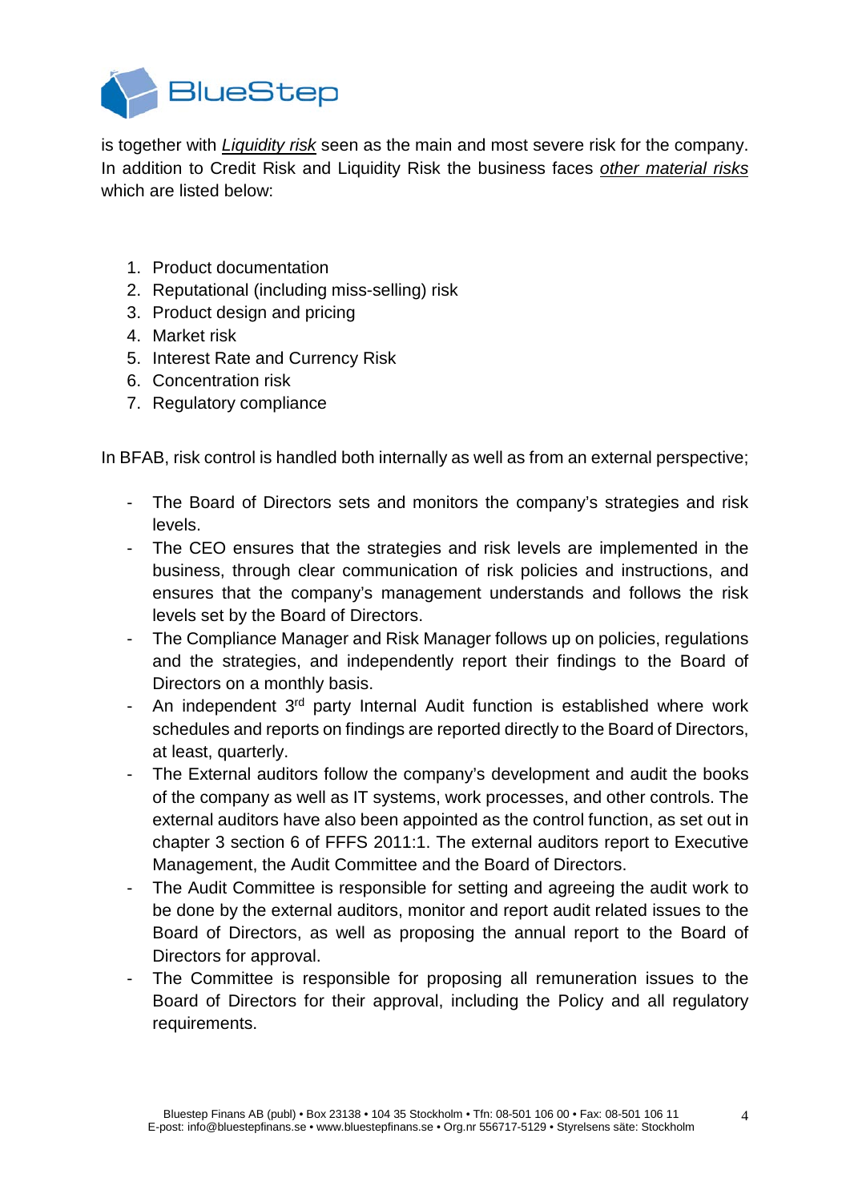is together with *Liquidity risk* seen as the main and most severe risk for the company. In addition to Credit Risk and Liquidity Risk the business faces *other material risks* which are listed below:

1. Product documentation
2. Reputational (including miss-selling) risk
3. Product design and pricing
4. Market risk
5. Interest Rate and Currency Risk
6. Concentration risk
7. Regulatory compliance

In BFAB, risk control is handled both internally as well as from an external perspective;

- The Board of Directors sets and monitors the company's strategies and risk levels.
- The CEO ensures that the strategies and risk levels are implemented in the business, through clear communication of risk policies and instructions, and ensures that the company's management understands and follows the risk levels set by the Board of Directors.
- The Compliance Manager and Risk Manager follows up on policies, regulations and the strategies, and independently report their findings to the Board of Directors on a monthly basis.
- An independent 3rd party Internal Audit function is established where work schedules and reports on findings are reported directly to the Board of Directors, at least, quarterly.
- The External auditors follow the company's development and audit the books of the company as well as IT systems, work processes, and other controls. The external auditors have also been appointed as the control function, as set out in chapter 3 section 6 of FFFS 2011:1. The external auditors report to Executive Management, the Audit Committee and the Board of Directors.
- The Audit Committee is responsible for setting and agreeing the audit work to be done by the external auditors, monitor and report audit related issues to the Board of Directors, as well as proposing the annual report to the Board of Directors for approval.
- The Committee is responsible for proposing all remuneration issues to the Board of Directors for their approval, including the Policy and all regulatory requirements.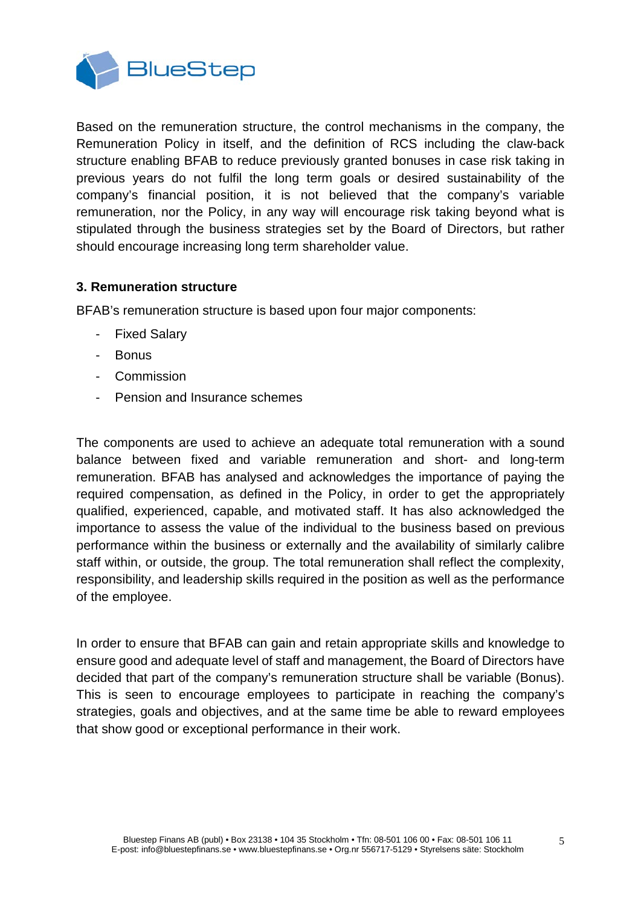Based on the remuneration structure, the control mechanisms in the company, the Remuneration Policy in itself, and the definition of RCS including the claw-back structure enabling BFAB to reduce previously granted bonuses in case risk taking in previous years do not fulfil the long term goals or desired sustainability of the company's financial position, it is not believed that the company's variable remuneration, nor the Policy, in any way will encourage risk taking beyond what is stipulated through the business strategies set by the Board of Directors, but rather should encourage increasing long term shareholder value.

### 3. Remuneration structure

BFAB's remuneration structure is based upon four major components:

- Fixed Salary
- Bonus
- Commission
- Pension and Insurance schemes

The components are used to achieve an adequate total remuneration with a sound balance between fixed and variable remuneration and short- and long-term remuneration. BFAB has analysed and acknowledges the importance of paying the required compensation, as defined in the Policy, in order to get the appropriately qualified, experienced, capable, and motivated staff. It has also acknowledged the importance to assess the value of the individual to the business based on previous performance within the business or externally and the availability of similarly calibre staff within, or outside, the group. The total remuneration shall reflect the complexity, responsibility, and leadership skills required in the position as well as the performance of the employee.

In order to ensure that BFAB can gain and retain appropriate skills and knowledge to ensure good and adequate level of staff and management, the Board of Directors have decided that part of the company's remuneration structure shall be variable (Bonus). This is seen to encourage employees to participate in reaching the company's strategies, goals and objectives, and at the same time be able to reward employees that show good or exceptional performance in their work.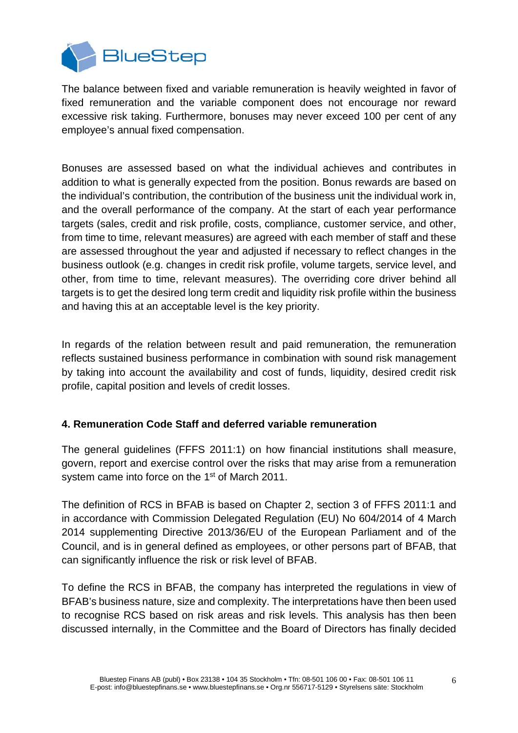The balance between fixed and variable remuneration is heavily weighted in favor of fixed remuneration and the variable component does not encourage nor reward excessive risk taking. Furthermore, bonuses may never exceed 100 per cent of any employee's annual fixed compensation.

Bonuses are assessed based on what the individual achieves and contributes in addition to what is generally expected from the position. Bonus rewards are based on the individual's contribution, the contribution of the business unit the individual work in, and the overall performance of the company. At the start of each year performance targets (sales, credit and risk profile, costs, compliance, customer service, and other, from time to time, relevant measures) are agreed with each member of staff and these are assessed throughout the year and adjusted if necessary to reflect changes in the business outlook (e.g. changes in credit risk profile, volume targets, service level, and other, from time to time, relevant measures). The overriding core driver behind all targets is to get the desired long term credit and liquidity risk profile within the business and having this at an acceptable level is the key priority.

In regards of the relation between result and paid remuneration, the remuneration reflects sustained business performance in combination with sound risk management by taking into account the availability and cost of funds, liquidity, desired credit risk profile, capital position and levels of credit losses.

### 4. Remuneration Code Staff and deferred variable remuneration

The general guidelines (FFFS 2011:1) on how financial institutions shall measure, govern, report and exercise control over the risks that may arise from a remuneration system came into force on the 1st of March 2011.

The definition of RCS in BFAB is based on Chapter 2, section 3 of FFFS 2011:1 and in accordance with Commission Delegated Regulation (EU) No 604/2014 of 4 March 2014 supplementing Directive 2013/36/EU of the European Parliament and of the Council, and is in general defined as employees, or other persons part of BFAB, that can significantly influence the risk or risk level of BFAB.

To define the RCS in BFAB, the company has interpreted the regulations in view of BFAB's business nature, size and complexity. The interpretations have then been used to recognise RCS based on risk areas and risk levels. This analysis has then been discussed internally, in the Committee and the Board of Directors has finally decided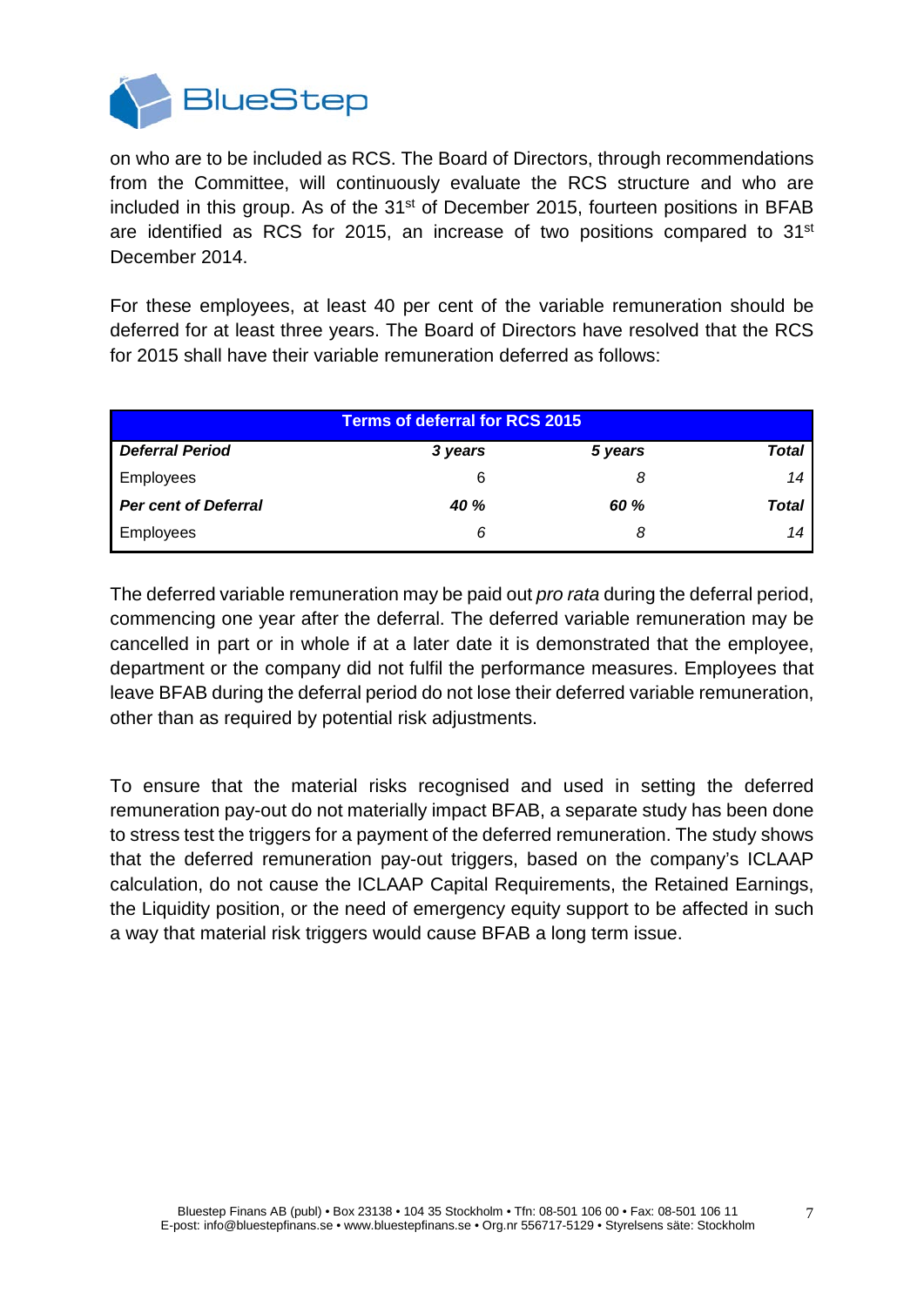on who are to be included as RCS. The Board of Directors, through recommendations from the Committee, will continuously evaluate the RCS structure and who are included in this group. As of the 31st of December 2015, fourteen positions in BFAB are identified as RCS for 2015, an increase of two positions compared to 31st December 2014.

For these employees, at least 40 per cent of the variable remuneration should be deferred for at least three years. The Board of Directors have resolved that the RCS for 2015 shall have their variable remuneration deferred as follows:

| Terms of deferral for RCS 2015 | | | |
|---|---|---|---|
| ***Deferral Period*** | ***3 years*** | ***5 years*** | ***Total*** |
| Employees | 6 | *8* | *14* |
| ***Per cent of Deferral*** | ***40 %*** | ***60 %*** | ***Total*** |
| Employees | *6* | *8* | *14* |

The deferred variable remuneration may be paid out *pro rata* during the deferral period, commencing one year after the deferral. The deferred variable remuneration may be cancelled in part or in whole if at a later date it is demonstrated that the employee, department or the company did not fulfil the performance measures. Employees that leave BFAB during the deferral period do not lose their deferred variable remuneration, other than as required by potential risk adjustments.

To ensure that the material risks recognised and used in setting the deferred remuneration pay-out do not materially impact BFAB, a separate study has been done to stress test the triggers for a payment of the deferred remuneration. The study shows that the deferred remuneration pay-out triggers, based on the company's ICLAAP calculation, do not cause the ICLAAP Capital Requirements, the Retained Earnings, the Liquidity position, or the need of emergency equity support to be affected in such a way that material risk triggers would cause BFAB a long term issue.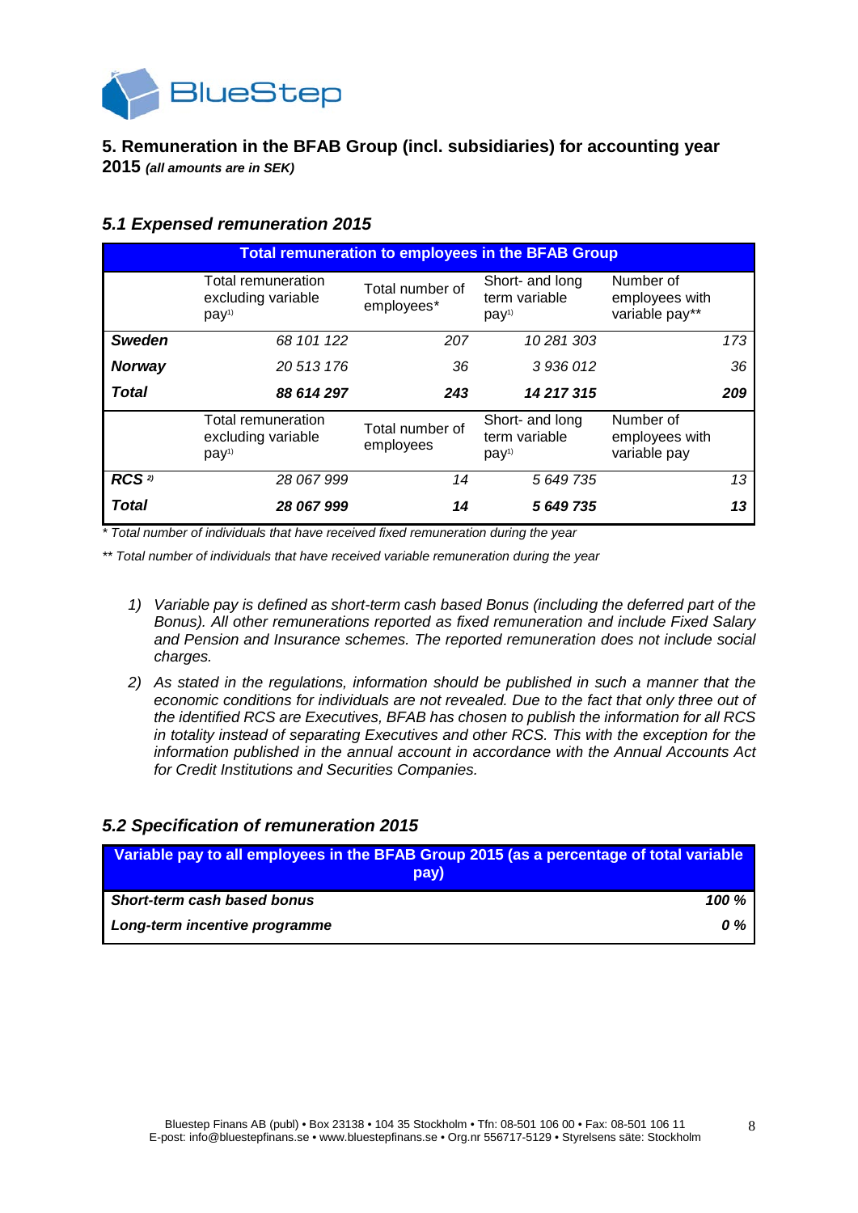## 5. Remuneration in the BFAB Group (incl. subsidiaries) for accounting year 2015 *(all amounts are in SEK)*

### *5.1 Expensed remuneration 2015*

| Total remuneration to employees in the BFAB Group | | | | |
|---|---|---|---|---|
| | Total remuneration excluding variable pay[1)] | Total number of employees* | Short- and long term variable pay[1)] | Number of employees with variable pay** |
| ***Sweden*** | *68 101 122* | *207* | *10 281 303* | *173* |
| ***Norway*** | *20 513 176* | *36* | *3 936 012* | *36* |
| ***Total*** | ***88 614 297*** | ***243*** | ***14 217 315*** | ***209*** |
| | Total remuneration excluding variable pay[1)] | Total number of employees | Short- and long term variable pay[1)] | Number of employees with variable pay |
| ***RCS*** [2)] | *28 067 999* | *14* | *5 649 735* | *13* |
| ***Total*** | ***28 067 999*** | ***14*** | ***5 649 735*** | ***13*** |

*\* Total number of individuals that have received fixed remuneration during the year*

*\*\* Total number of individuals that have received variable remuneration during the year*

1) *Variable pay is defined as short-term cash based Bonus (including the deferred part of the Bonus). All other remunerations reported as fixed remuneration and include Fixed Salary and Pension and Insurance schemes. The reported remuneration does not include social charges.*
2) *As stated in the regulations, information should be published in such a manner that the economic conditions for individuals are not revealed. Due to the fact that only three out of the identified RCS are Executives, BFAB has chosen to publish the information for all RCS in totality instead of separating Executives and other RCS. This with the exception for the information published in the annual account in accordance with the Annual Accounts Act for Credit Institutions and Securities Companies.*

### *5.2 Specification of remuneration 2015*

| Variable pay to all employees in the BFAB Group 2015 (as a percentage of total variable pay) | |
|---|---|
| ***Short-term cash based bonus*** | ***100 %*** |
| ***Long-term incentive programme*** | ***0 %*** |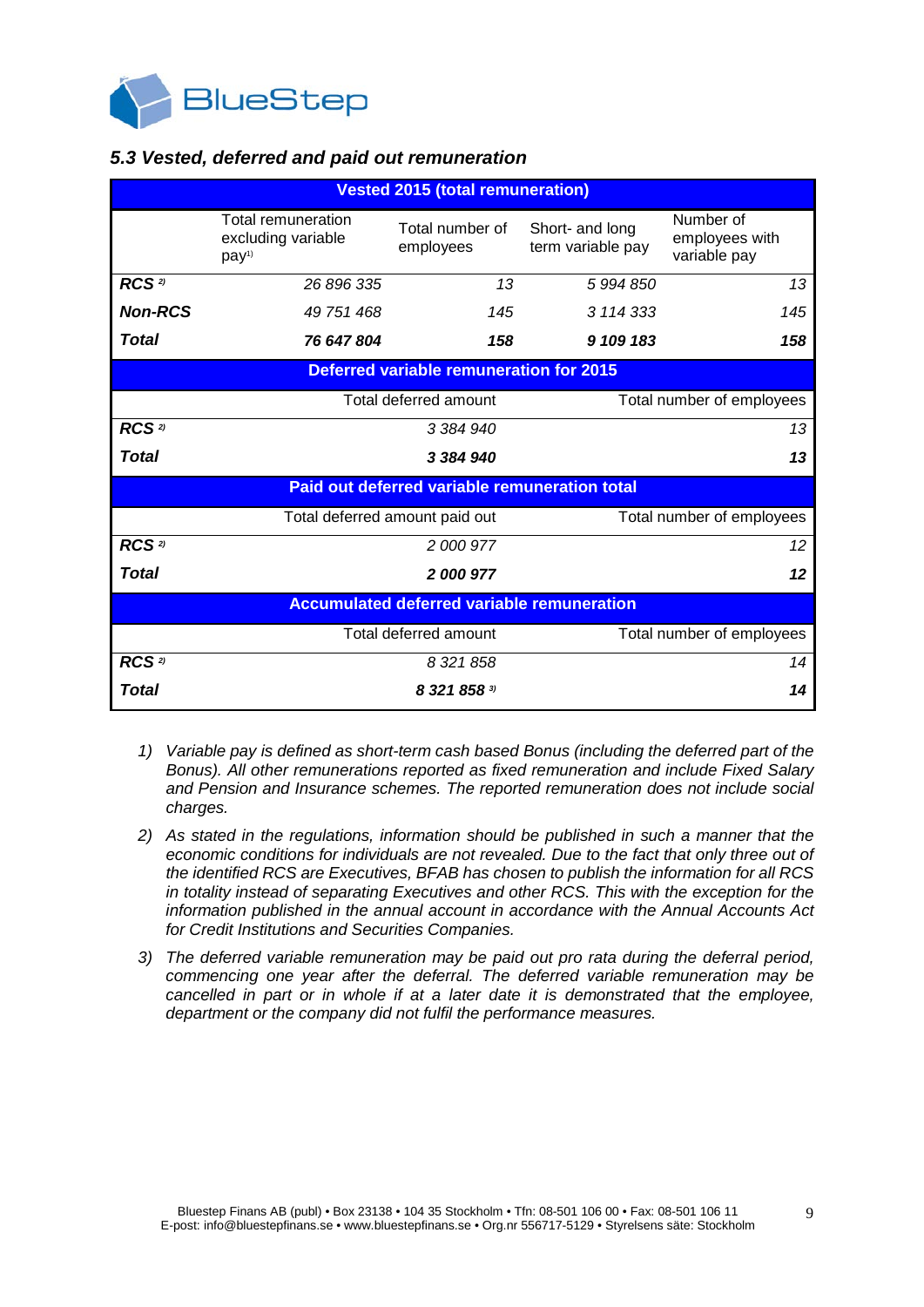### *5.3 Vested, deferred and paid out remuneration*

| Vested 2015 (total remuneration) | | | | |
|---|---|---|---|---|
| | Total remuneration excluding variable pay[1)] | Total number of employees | Short- and long term variable pay | Number of employees with variable pay |
| ***RCS*** [2)] | *26 896 335* | *13* | *5 994 850* | *13* |
| ***Non-RCS*** | *49 751 468* | *145* | *3 114 333* | *145* |
| ***Total*** | ***76 647 804*** | ***158*** | ***9 109 183*** | ***158*** |

| Deferred variable remuneration for 2015 | | |
|---|---|---|
| | Total deferred amount | Total number of employees |
| ***RCS*** [2)] | *3 384 940* | *13* |
| ***Total*** | ***3 384 940*** | ***13*** |

| Paid out deferred variable remuneration total | | |
|---|---|---|
| | Total deferred amount paid out | Total number of employees |
| ***RCS*** [2)] | *2 000 977* | *12* |
| ***Total*** | ***2 000 977*** | ***12*** |

| Accumulated deferred variable remuneration | | |
|---|---|---|
| | Total deferred amount | Total number of employees |
| ***RCS*** [2)] | *8 321 858* | *14* |
| ***Total*** | ***8 321 858*** [3)] | ***14*** |

1) *Variable pay is defined as short-term cash based Bonus (including the deferred part of the Bonus). All other remunerations reported as fixed remuneration and include Fixed Salary and Pension and Insurance schemes. The reported remuneration does not include social charges.*
2) *As stated in the regulations, information should be published in such a manner that the economic conditions for individuals are not revealed. Due to the fact that only three out of the identified RCS are Executives, BFAB has chosen to publish the information for all RCS in totality instead of separating Executives and other RCS. This with the exception for the information published in the annual account in accordance with the Annual Accounts Act for Credit Institutions and Securities Companies.*
3) *The deferred variable remuneration may be paid out pro rata during the deferral period, commencing one year after the deferral. The deferred variable remuneration may be cancelled in part or in whole if at a later date it is demonstrated that the employee, department or the company did not fulfil the performance measures.*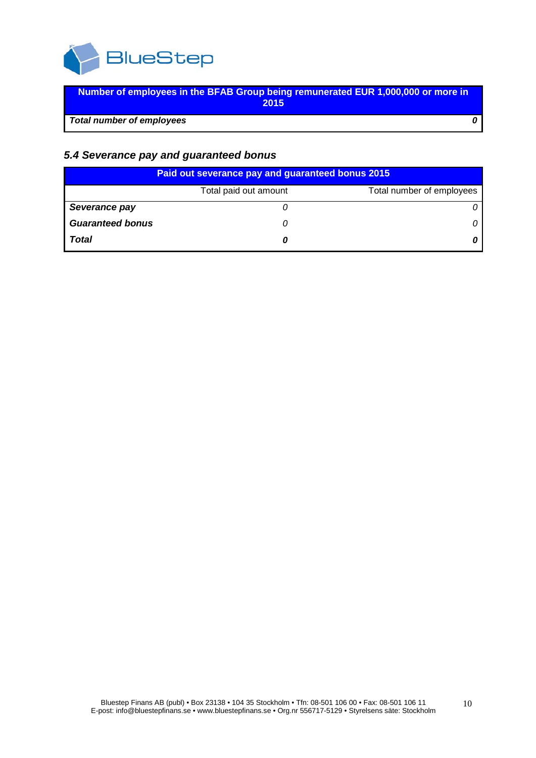| Number of employees in the BFAB Group being remunerated EUR 1,000,000 or more in 2015 | |
|---|---|
| ***Total number of employees*** | ***0*** |

### *5.4 Severance pay and guaranteed bonus*

| Paid out severance pay and guaranteed bonus 2015 | | |
|---|---|---|
| | Total paid out amount | Total number of employees |
| ***Severance pay*** | *0* | *0* |
| ***Guaranteed bonus*** | *0* | *0* |
| ***Total*** | ***0*** | ***0*** |